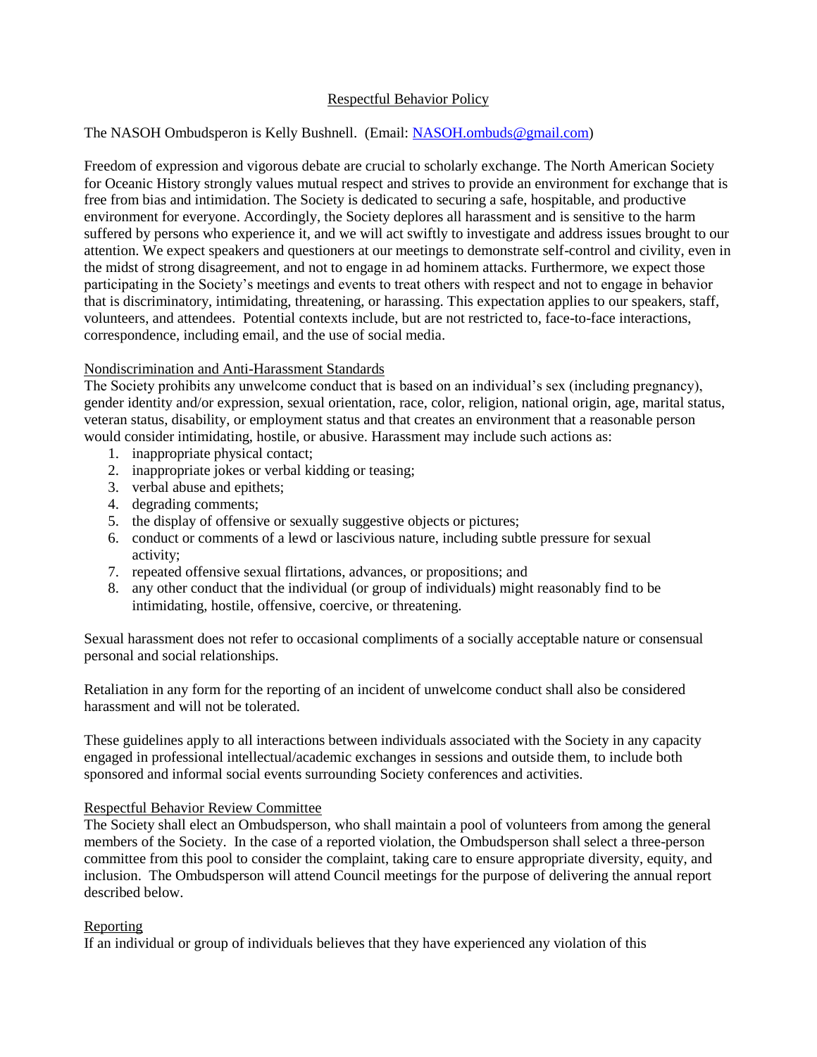# Respectful Behavior Policy

The NASOH Ombudsperon is Kelly Bushnell. (Email: NASOH.ombuds@gmail.com)

Freedom of expression and vigorous debate are crucial to scholarly exchange. The North American Society for Oceanic History strongly values mutual respect and strives to provide an environment for exchange that is free from bias and intimidation. The Society is dedicated to securing a safe, hospitable, and productive environment for everyone. Accordingly, the Society deplores all harassment and is sensitive to the harm suffered by persons who experience it, and we will act swiftly to investigate and address issues brought to our attention. We expect speakers and questioners at our meetings to demonstrate self-control and civility, even in the midst of strong disagreement, and not to engage in ad hominem attacks. Furthermore, we expect those participating in the Society's meetings and events to treat others with respect and not to engage in behavior that is discriminatory, intimidating, threatening, or harassing. This expectation applies to our speakers, staff, volunteers, and attendees. Potential contexts include, but are not restricted to, face-to-face interactions, correspondence, including email, and the use of social media.

## Nondiscrimination and Anti-Harassment Standards

The Society prohibits any unwelcome conduct that is based on an individual's sex (including pregnancy), gender identity and/or expression, sexual orientation, race, color, religion, national origin, age, marital status, veteran status, disability, or employment status and that creates an environment that a reasonable person would consider intimidating, hostile, or abusive. Harassment may include such actions as:

1. inappropriate physical contact;
2. inappropriate jokes or verbal kidding or teasing;
3. verbal abuse and epithets;
4. degrading comments;
5. the display of offensive or sexually suggestive objects or pictures;
6. conduct or comments of a lewd or lascivious nature, including subtle pressure for sexual activity;
7. repeated offensive sexual flirtations, advances, or propositions; and
8. any other conduct that the individual (or group of individuals) might reasonably find to be intimidating, hostile, offensive, coercive, or threatening.

Sexual harassment does not refer to occasional compliments of a socially acceptable nature or consensual personal and social relationships.

Retaliation in any form for the reporting of an incident of unwelcome conduct shall also be considered harassment and will not be tolerated.

These guidelines apply to all interactions between individuals associated with the Society in any capacity engaged in professional intellectual/academic exchanges in sessions and outside them, to include both sponsored and informal social events surrounding Society conferences and activities.

## Respectful Behavior Review Committee

The Society shall elect an Ombudsperson, who shall maintain a pool of volunteers from among the general members of the Society. In the case of a reported violation, the Ombudsperson shall select a three-person committee from this pool to consider the complaint, taking care to ensure appropriate diversity, equity, and inclusion. The Ombudsperson will attend Council meetings for the purpose of delivering the annual report described below.

## Reporting

If an individual or group of individuals believes that they have experienced any violation of this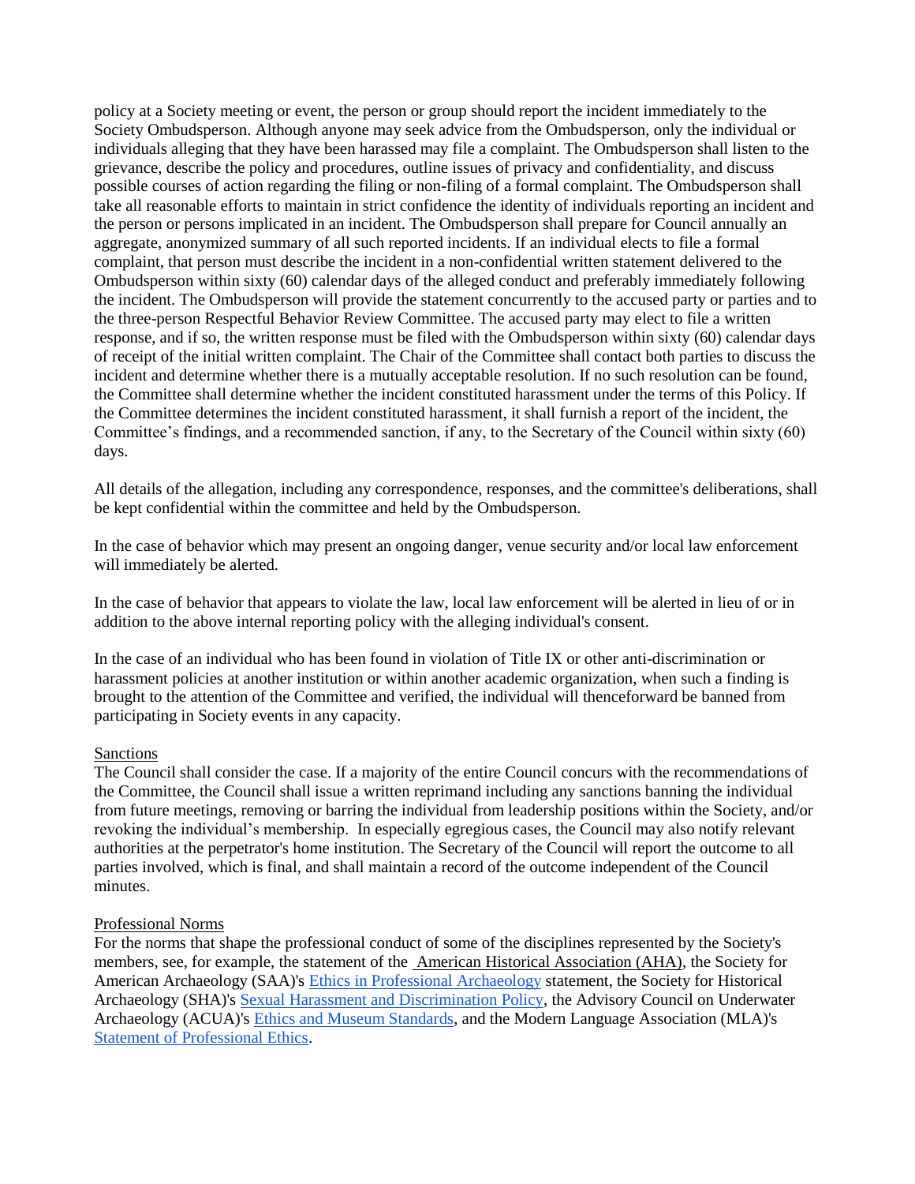policy at a Society meeting or event, the person or group should report the incident immediately to the Society Ombudsperson. Although anyone may seek advice from the Ombudsperson, only the individual or individuals alleging that they have been harassed may file a complaint. The Ombudsperson shall listen to the grievance, describe the policy and procedures, outline issues of privacy and confidentiality, and discuss possible courses of action regarding the filing or non-filing of a formal complaint. The Ombudsperson shall take all reasonable efforts to maintain in strict confidence the identity of individuals reporting an incident and the person or persons implicated in an incident. The Ombudsperson shall prepare for Council annually an aggregate, anonymized summary of all such reported incidents. If an individual elects to file a formal complaint, that person must describe the incident in a non-confidential written statement delivered to the Ombudsperson within sixty (60) calendar days of the alleged conduct and preferably immediately following the incident. The Ombudsperson will provide the statement concurrently to the accused party or parties and to the three-person Respectful Behavior Review Committee. The accused party may elect to file a written response, and if so, the written response must be filed with the Ombudsperson within sixty (60) calendar days of receipt of the initial written complaint. The Chair of the Committee shall contact both parties to discuss the incident and determine whether there is a mutually acceptable resolution. If no such resolution can be found, the Committee shall determine whether the incident constituted harassment under the terms of this Policy. If the Committee determines the incident constituted harassment, it shall furnish a report of the incident, the Committee's findings, and a recommended sanction, if any, to the Secretary of the Council within sixty (60) days.

All details of the allegation, including any correspondence, responses, and the committee's deliberations, shall be kept confidential within the committee and held by the Ombudsperson.

In the case of behavior which may present an ongoing danger, venue security and/or local law enforcement will immediately be alerted.

In the case of behavior that appears to violate the law, local law enforcement will be alerted in lieu of or in addition to the above internal reporting policy with the alleging individual's consent.

In the case of an individual who has been found in violation of Title IX or other anti-discrimination or harassment policies at another institution or within another academic organization, when such a finding is brought to the attention of the Committee and verified, the individual will thenceforward be banned from participating in Society events in any capacity.

## Sanctions

The Council shall consider the case. If a majority of the entire Council concurs with the recommendations of the Committee, the Council shall issue a written reprimand including any sanctions banning the individual from future meetings, removing or barring the individual from leadership positions within the Society, and/or revoking the individual's membership. In especially egregious cases, the Council may also notify relevant authorities at the perpetrator's home institution. The Secretary of the Council will report the outcome to all parties involved, which is final, and shall maintain a record of the outcome independent of the Council minutes.

## Professional Norms

For the norms that shape the professional conduct of some of the disciplines represented by the Society's members, see, for example, the statement of the American Historical Association (AHA), the Society for American Archaeology (SAA)'s Ethics in Professional Archaeology statement, the Society for Historical Archaeology (SHA)'s Sexual Harassment and Discrimination Policy, the Advisory Council on Underwater Archaeology (ACUA)'s Ethics and Museum Standards, and the Modern Language Association (MLA)'s Statement of Professional Ethics.